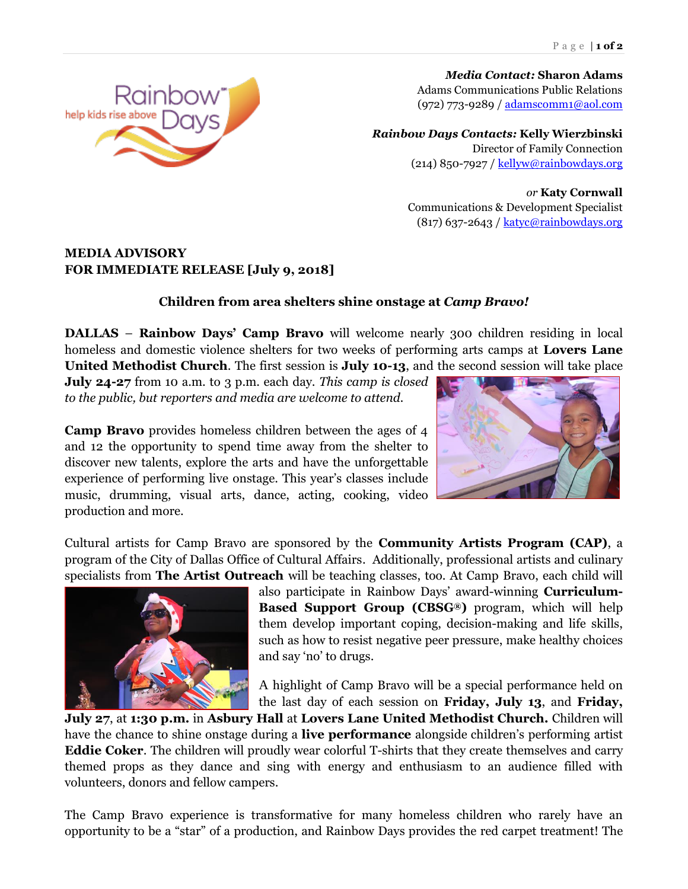*Media Contact:* **Sharon Adams**
Adams Communications Public Relations
(972) 773-9289 / adamscomm1@aol.com

*Rainbow Days Contacts:* **Kelly Wierzbinski**
Director of Family Connection
(214) 850-7927 / kellyw@rainbowdays.org

*or* **Katy Cornwall**
Communications & Development Specialist
(817) 637-2643 / katyc@rainbowdays.org

**MEDIA ADVISORY**
**FOR IMMEDIATE RELEASE [July 9, 2018]**

## Children from area shelters shine onstage at *Camp Bravo!*

**DALLAS** – **Rainbow Days' Camp Bravo** will welcome nearly 300 children residing in local homeless and domestic violence shelters for two weeks of performing arts camps at **Lovers Lane United Methodist Church**. The first session is **July 10-13**, and the second session will take place **July 24-27** from 10 a.m. to 3 p.m. each day. *This camp is closed to the public, but reporters and media are welcome to attend.*

**Camp Bravo** provides homeless children between the ages of 4 and 12 the opportunity to spend time away from the shelter to discover new talents, explore the arts and have the unforgettable experience of performing live onstage. This year's classes include music, drumming, visual arts, dance, acting, cooking, video production and more.

Cultural artists for Camp Bravo are sponsored by the **Community Artists Program (CAP)**, a program of the City of Dallas Office of Cultural Affairs. Additionally, professional artists and culinary specialists from **The Artist Outreach** will be teaching classes, too. At Camp Bravo, each child will also participate in Rainbow Days' award-winning **Curriculum-Based Support Group (CBSG®)** program, which will help them develop important coping, decision-making and life skills, such as how to resist negative peer pressure, make healthy choices and say 'no' to drugs.

A highlight of Camp Bravo will be a special performance held on the last day of each session on **Friday, July 13**, and **Friday, July 27**, at **1:30 p.m.** in **Asbury Hall** at **Lovers Lane United Methodist Church.** Children will have the chance to shine onstage during a **live performance** alongside children's performing artist **Eddie Coker**. The children will proudly wear colorful T-shirts that they create themselves and carry themed props as they dance and sing with energy and enthusiasm to an audience filled with volunteers, donors and fellow campers.

The Camp Bravo experience is transformative for many homeless children who rarely have an opportunity to be a "star" of a production, and Rainbow Days provides the red carpet treatment! The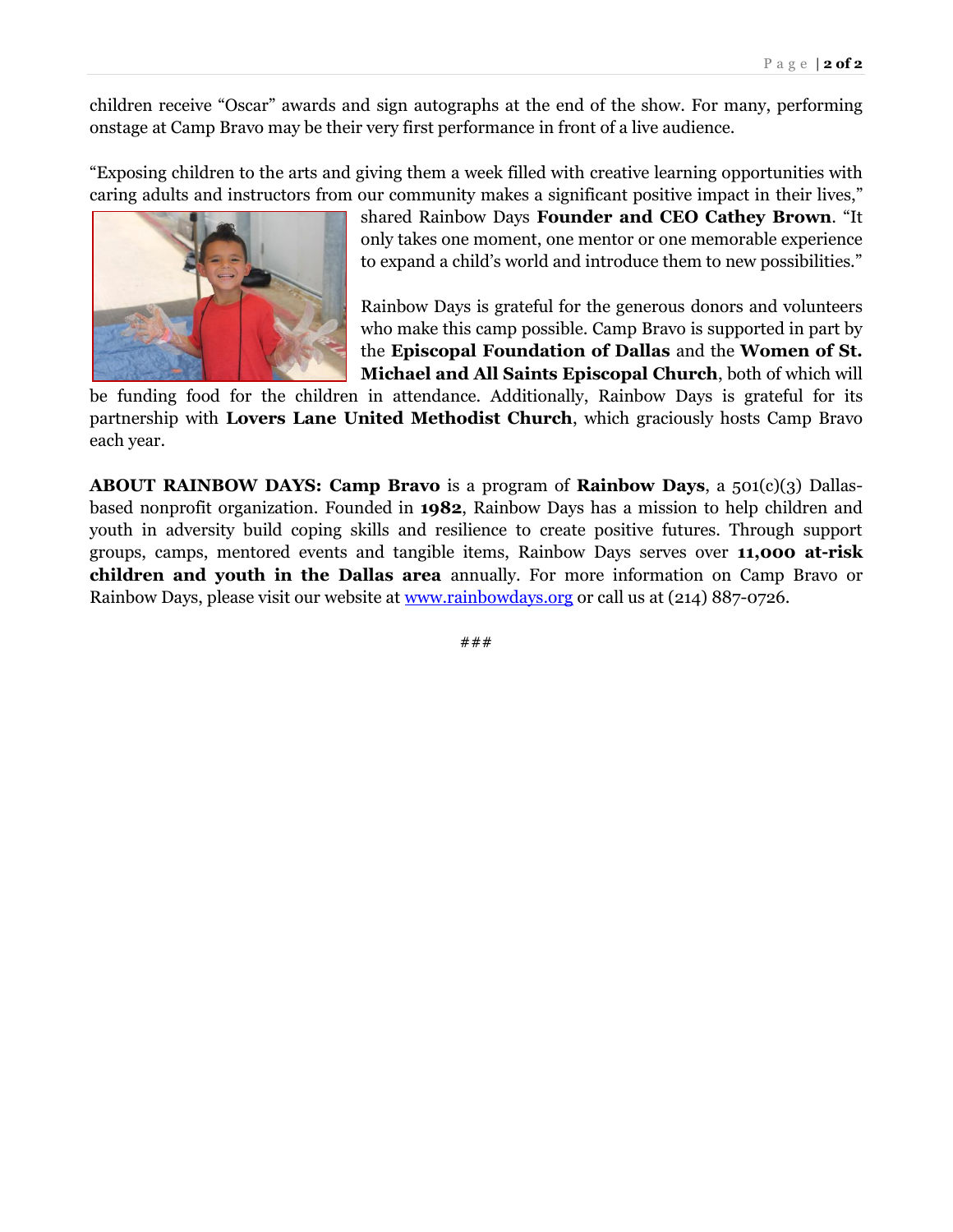children receive “Oscar” awards and sign autographs at the end of the show. For many, performing onstage at Camp Bravo may be their very first performance in front of a live audience.

“Exposing children to the arts and giving them a week filled with creative learning opportunities with caring adults and instructors from our community makes a significant positive impact in their lives,” shared Rainbow Days **Founder and CEO Cathey Brown**. “It only takes one moment, one mentor or one memorable experience to expand a child’s world and introduce them to new possibilities.”

Rainbow Days is grateful for the generous donors and volunteers who make this camp possible. Camp Bravo is supported in part by the **Episcopal Foundation of Dallas** and the **Women of St. Michael and All Saints Episcopal Church**, both of which will be funding food for the children in attendance. Additionally, Rainbow Days is grateful for its partnership with **Lovers Lane United Methodist Church**, which graciously hosts Camp Bravo each year.

**ABOUT RAINBOW DAYS: Camp Bravo** is a program of **Rainbow Days**, a 501(c)(3) Dallas-based nonprofit organization. Founded in **1982**, Rainbow Days has a mission to help children and youth in adversity build coping skills and resilience to create positive futures. Through support groups, camps, mentored events and tangible items, Rainbow Days serves over **11,000 at-risk children and youth in the Dallas area** annually. For more information on Camp Bravo or Rainbow Days, please visit our website at www.rainbowdays.org or call us at (214) 887-0726.

###